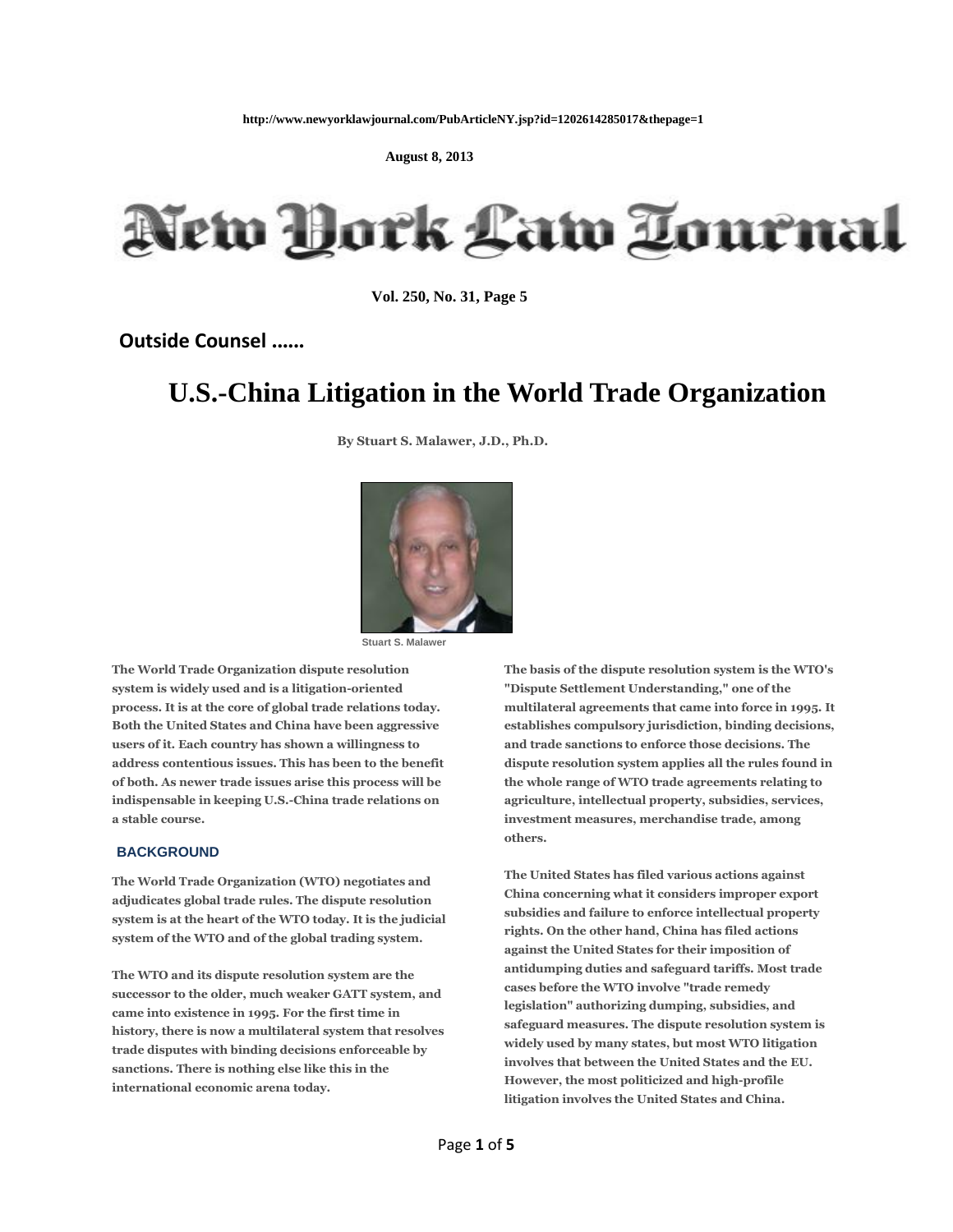http://www.newyorklawjournal.com/PubArticleNY.jsp?id=1202614285017&thepage=1

**August 8, 2013**

# New York Law Journal

**Vol. 250, No. 31, Page 5**

**Outside Counsel ......**

# U.S.-China Litigation in the World Trade Organization

**By Stuart S. Malawer, J.D., Ph.D.**

Stuart S. Malawer

**The World Trade Organization dispute resolution system is widely used and is a litigation-oriented process. It is at the core of global trade relations today. Both the United States and China have been aggressive users of it. Each country has shown a willingness to address contentious issues. This has been to the benefit of both. As newer trade issues arise this process will be indispensable in keeping U.S.-China trade relations on a stable course.**

## BACKGROUND

The World Trade Organization (WTO) negotiates and adjudicates global trade rules. The dispute resolution system is at the heart of the WTO today. It is the judicial system of the WTO and of the global trading system.

The WTO and its dispute resolution system are the successor to the older, much weaker GATT system, and came into existence in 1995. For the first time in history, there is now a multilateral system that resolves trade disputes with binding decisions enforceable by sanctions. There is nothing else like this in the international economic arena today.

The basis of the dispute resolution system is the WTO's "Dispute Settlement Understanding," one of the multilateral agreements that came into force in 1995. It establishes compulsory jurisdiction, binding decisions, and trade sanctions to enforce those decisions. The dispute resolution system applies all the rules found in the whole range of WTO trade agreements relating to agriculture, intellectual property, subsidies, services, investment measures, merchandise trade, among others.

The United States has filed various actions against China concerning what it considers improper export subsidies and failure to enforce intellectual property rights. On the other hand, China has filed actions against the United States for their imposition of antidumping duties and safeguard tariffs. Most trade cases before the WTO involve "trade remedy legislation" authorizing dumping, subsidies, and safeguard measures. The dispute resolution system is widely used by many states, but most WTO litigation involves that between the United States and the EU. However, the most politicized and high-profile litigation involves the United States and China.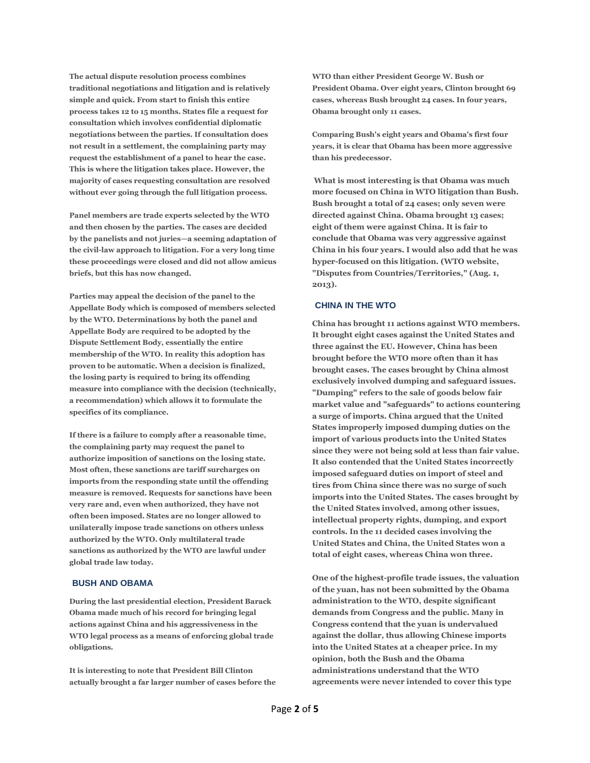The actual dispute resolution process combines traditional negotiations and litigation and is relatively simple and quick. From start to finish this entire process takes 12 to 15 months. States file a request for consultation which involves confidential diplomatic negotiations between the parties. If consultation does not result in a settlement, the complaining party may request the establishment of a panel to hear the case. This is where the litigation takes place. However, the majority of cases requesting consultation are resolved without ever going through the full litigation process.

Panel members are trade experts selected by the WTO and then chosen by the parties. The cases are decided by the panelists and not juries—a seeming adaptation of the civil-law approach to litigation. For a very long time these proceedings were closed and did not allow amicus briefs, but this has now changed.

Parties may appeal the decision of the panel to the Appellate Body which is composed of members selected by the WTO. Determinations by both the panel and Appellate Body are required to be adopted by the Dispute Settlement Body, essentially the entire membership of the WTO. In reality this adoption has proven to be automatic. When a decision is finalized, the losing party is required to bring its offending measure into compliance with the decision (technically, a recommendation) which allows it to formulate the specifics of its compliance.

If there is a failure to comply after a reasonable time, the complaining party may request the panel to authorize imposition of sanctions on the losing state. Most often, these sanctions are tariff surcharges on imports from the responding state until the offending measure is removed. Requests for sanctions have been very rare and, even when authorized, they have not often been imposed. States are no longer allowed to unilaterally impose trade sanctions on others unless authorized by the WTO. Only multilateral trade sanctions as authorized by the WTO are lawful under global trade law today.

## BUSH AND OBAMA

During the last presidential election, President Barack Obama made much of his record for bringing legal actions against China and his aggressiveness in the WTO legal process as a means of enforcing global trade obligations.

It is interesting to note that President Bill Clinton actually brought a far larger number of cases before the WTO than either President George W. Bush or President Obama. Over eight years, Clinton brought 69 cases, whereas Bush brought 24 cases. In four years, Obama brought only 11 cases.

Comparing Bush's eight years and Obama's first four years, it is clear that Obama has been more aggressive than his predecessor.

What is most interesting is that Obama was much more focused on China in WTO litigation than Bush. Bush brought a total of 24 cases; only seven were directed against China. Obama brought 13 cases; eight of them were against China. It is fair to conclude that Obama was very aggressive against China in his four years. I would also add that he was hyper-focused on this litigation. (WTO website, "Disputes from Countries/Territories," (Aug. 1, 2013).

## CHINA IN THE WTO

China has brought 11 actions against WTO members. It brought eight cases against the United States and three against the EU. However, China has been brought before the WTO more often than it has brought cases. The cases brought by China almost exclusively involved dumping and safeguard issues. "Dumping" refers to the sale of goods below fair market value and "safeguards" to actions countering a surge of imports. China argued that the United States improperly imposed dumping duties on the import of various products into the United States since they were not being sold at less than fair value. It also contended that the United States incorrectly imposed safeguard duties on import of steel and tires from China since there was no surge of such imports into the United States. The cases brought by the United States involved, among other issues, intellectual property rights, dumping, and export controls. In the 11 decided cases involving the United States and China, the United States won a total of eight cases, whereas China won three.

One of the highest-profile trade issues, the valuation of the yuan, has not been submitted by the Obama administration to the WTO, despite significant demands from Congress and the public. Many in Congress contend that the yuan is undervalued against the dollar, thus allowing Chinese imports into the United States at a cheaper price. In my opinion, both the Bush and the Obama administrations understand that the WTO agreements were never intended to cover this type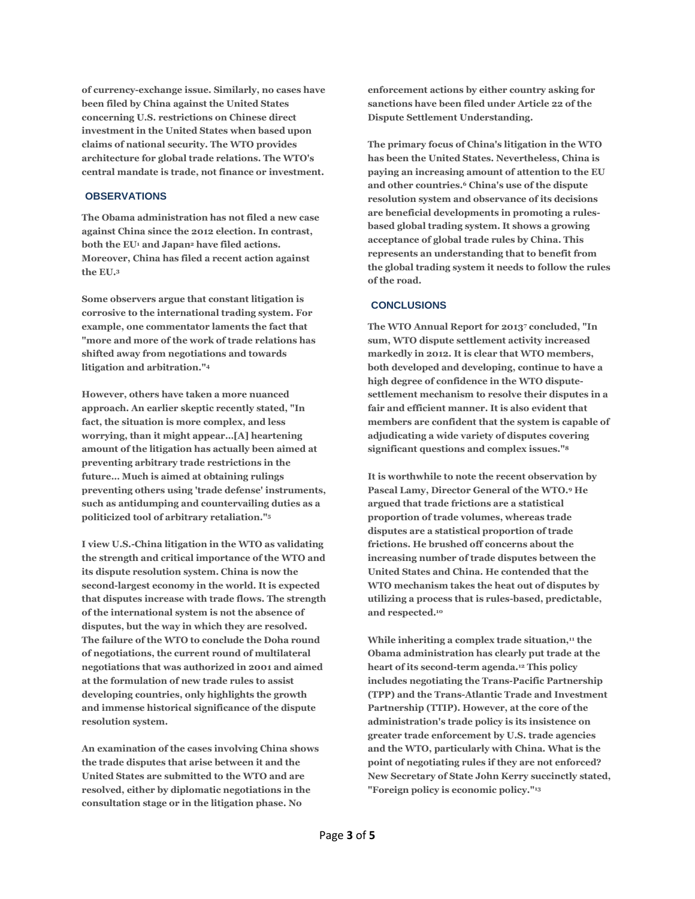of currency-exchange issue. Similarly, no cases have been filed by China against the United States concerning U.S. restrictions on Chinese direct investment in the United States when based upon claims of national security. The WTO provides architecture for global trade relations. The WTO's central mandate is trade, not finance or investment.

## OBSERVATIONS

The Obama administration has not filed a new case against China since the 2012 election. In contrast, both the EU[1] and Japan[2] have filed actions. Moreover, China has filed a recent action against the EU.[3]

Some observers argue that constant litigation is corrosive to the international trading system. For example, one commentator laments the fact that "more and more of the work of trade relations has shifted away from negotiations and towards litigation and arbitration."[4]

However, others have taken a more nuanced approach. An earlier skeptic recently stated, "In fact, the situation is more complex, and less worrying, than it might appear...[A] heartening amount of the litigation has actually been aimed at preventing arbitrary trade restrictions in the future... Much is aimed at obtaining rulings preventing others using 'trade defense' instruments, such as antidumping and countervailing duties as a politicized tool of arbitrary retaliation."[5]

I view U.S.-China litigation in the WTO as validating the strength and critical importance of the WTO and its dispute resolution system. China is now the second-largest economy in the world. It is expected that disputes increase with trade flows. The strength of the international system is not the absence of disputes, but the way in which they are resolved. The failure of the WTO to conclude the Doha round of negotiations, the current round of multilateral negotiations that was authorized in 2001 and aimed at the formulation of new trade rules to assist developing countries, only highlights the growth and immense historical significance of the dispute resolution system.

An examination of the cases involving China shows the trade disputes that arise between it and the United States are submitted to the WTO and are resolved, either by diplomatic negotiations in the consultation stage or in the litigation phase. No enforcement actions by either country asking for sanctions have been filed under Article 22 of the Dispute Settlement Understanding.

The primary focus of China's litigation in the WTO has been the United States. Nevertheless, China is paying an increasing amount of attention to the EU and other countries.[6] China's use of the dispute resolution system and observance of its decisions are beneficial developments in promoting a rules-based global trading system. It shows a growing acceptance of global trade rules by China. This represents an understanding that to benefit from the global trading system it needs to follow the rules of the road.

## CONCLUSIONS

The WTO Annual Report for 2013[7] concluded, "In sum, WTO dispute settlement activity increased markedly in 2012. It is clear that WTO members, both developed and developing, continue to have a high degree of confidence in the WTO dispute-settlement mechanism to resolve their disputes in a fair and efficient manner. It is also evident that members are confident that the system is capable of adjudicating a wide variety of disputes covering significant questions and complex issues."[8]

It is worthwhile to note the recent observation by Pascal Lamy, Director General of the WTO.[9] He argued that trade frictions are a statistical proportion of trade volumes, whereas trade disputes are a statistical proportion of trade frictions. He brushed off concerns about the increasing number of trade disputes between the United States and China. He contended that the WTO mechanism takes the heat out of disputes by utilizing a process that is rules-based, predictable, and respected.[10]

While inheriting a complex trade situation,[11] the Obama administration has clearly put trade at the heart of its second-term agenda.[12] This policy includes negotiating the Trans-Pacific Partnership (TPP) and the Trans-Atlantic Trade and Investment Partnership (TTIP). However, at the core of the administration's trade policy is its insistence on greater trade enforcement by U.S. trade agencies and the WTO, particularly with China. What is the point of negotiating rules if they are not enforced? New Secretary of State John Kerry succinctly stated, "Foreign policy is economic policy."[13]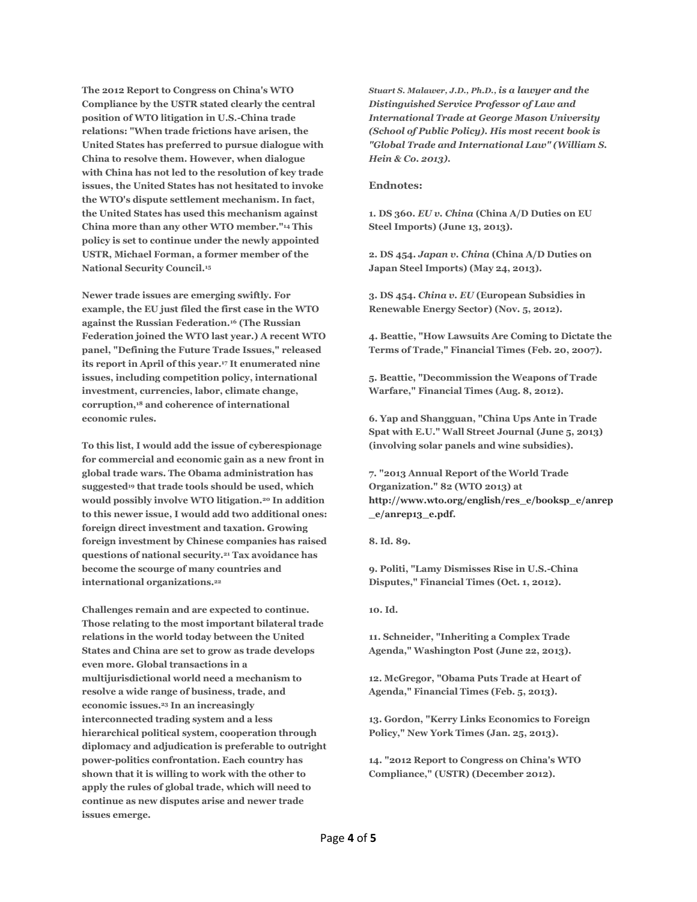**The 2012 Report to Congress on China's WTO Compliance by the USTR stated clearly the central position of WTO litigation in U.S.-China trade relations: "When trade frictions have arisen, the United States has preferred to pursue dialogue with China to resolve them. However, when dialogue with China has not led to the resolution of key trade issues, the United States has not hesitated to invoke the WTO's dispute settlement mechanism. In fact, the United States has used this mechanism against China more than any other WTO member."[14] This policy is set to continue under the newly appointed USTR, Michael Forman, a former member of the National Security Council.[15]**

**Newer trade issues are emerging swiftly. For example, the EU just filed the first case in the WTO against the Russian Federation.[16] (The Russian Federation joined the WTO last year.) A recent WTO panel, "Defining the Future Trade Issues," released its report in April of this year.[17] It enumerated nine issues, including competition policy, international investment, currencies, labor, climate change, corruption,[18] and coherence of international economic rules.**

**To this list, I would add the issue of cyberespionage for commercial and economic gain as a new front in global trade wars. The Obama administration has suggested[19] that trade tools should be used, which would possibly involve WTO litigation.[20] In addition to this newer issue, I would add two additional ones: foreign direct investment and taxation. Growing foreign investment by Chinese companies has raised questions of national security.[21] Tax avoidance has become the scourge of many countries and international organizations.[22]**

**Challenges remain and are expected to continue. Those relating to the most important bilateral trade relations in the world today between the United States and China are set to grow as trade develops even more. Global transactions in a multijurisdictional world need a mechanism to resolve a wide range of business, trade, and economic issues.[23] In an increasingly interconnected trading system and a less hierarchical political system, cooperation through diplomacy and adjudication is preferable to outright power-politics confrontation. Each country has shown that it is willing to work with the other to apply the rules of global trade, which will need to continue as new disputes arise and newer trade issues emerge.**

***Stuart S. Malawer, J.D., Ph.D., is a lawyer and the Distinguished Service Professor of Law and International Trade at George Mason University (School of Public Policy). His most recent book is "Global Trade and International Law" (William S. Hein & Co. 2013).***

**Endnotes:**

**1. DS 360. *EU v. China* (China A/D Duties on EU Steel Imports) (June 13, 2013).**

**2. DS 454. *Japan v. China* (China A/D Duties on Japan Steel Imports) (May 24, 2013).**

**3. DS 454. *China v. EU* (European Subsidies in Renewable Energy Sector) (Nov. 5, 2012).**

**4. Beattie, "How Lawsuits Are Coming to Dictate the Terms of Trade," Financial Times (Feb. 20, 2007).**

**5. Beattie, "Decommission the Weapons of Trade Warfare," Financial Times (Aug. 8, 2012).**

**6. Yap and Shangguan, "China Ups Ante in Trade Spat with E.U." Wall Street Journal (June 5, 2013) (involving solar panels and wine subsidies).**

**7. "2013 Annual Report of the World Trade Organization." 82 (WTO 2013) at http://www.wto.org/english/res_e/booksp_e/anrep_e/anrep13_e.pdf.**

**8. Id. 89.**

**9. Politi, "Lamy Dismisses Rise in U.S.-China Disputes," Financial Times (Oct. 1, 2012).**

**10. Id.**

**11. Schneider, "Inheriting a Complex Trade Agenda," Washington Post (June 22, 2013).**

**12. McGregor, "Obama Puts Trade at Heart of Agenda," Financial Times (Feb. 5, 2013).**

**13. Gordon, "Kerry Links Economics to Foreign Policy," New York Times (Jan. 25, 2013).**

**14. "2012 Report to Congress on China's WTO Compliance," (USTR) (December 2012).**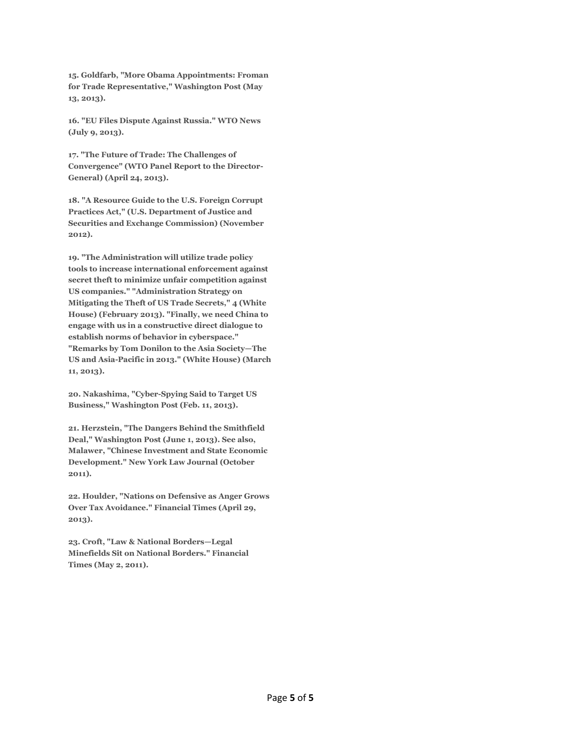**15. Goldfarb, "More Obama Appointments: Froman for Trade Representative," Washington Post (May 13, 2013).**

**16. "EU Files Dispute Against Russia." WTO News (July 9, 2013).**

**17. "The Future of Trade: The Challenges of Convergence" (WTO Panel Report to the Director-General) (April 24, 2013).**

**18. "A Resource Guide to the U.S. Foreign Corrupt Practices Act," (U.S. Department of Justice and Securities and Exchange Commission) (November 2012).**

**19. "The Administration will utilize trade policy tools to increase international enforcement against secret theft to minimize unfair competition against US companies." "Administration Strategy on Mitigating the Theft of US Trade Secrets," 4 (White House) (February 2013). "Finally, we need China to engage with us in a constructive direct dialogue to establish norms of behavior in cyberspace." "Remarks by Tom Donilon to the Asia Society—The US and Asia-Pacific in 2013." (White House) (March 11, 2013).**

**20. Nakashima, "Cyber-Spying Said to Target US Business," Washington Post (Feb. 11, 2013).**

**21. Herzstein, "The Dangers Behind the Smithfield Deal," Washington Post (June 1, 2013). See also, Malawer, "Chinese Investment and State Economic Development." New York Law Journal (October 2011).**

**22. Houlder, "Nations on Defensive as Anger Grows Over Tax Avoidance." Financial Times (April 29, 2013).**

**23. Croft, "Law & National Borders—Legal Minefields Sit on National Borders." Financial Times (May 2, 2011).**